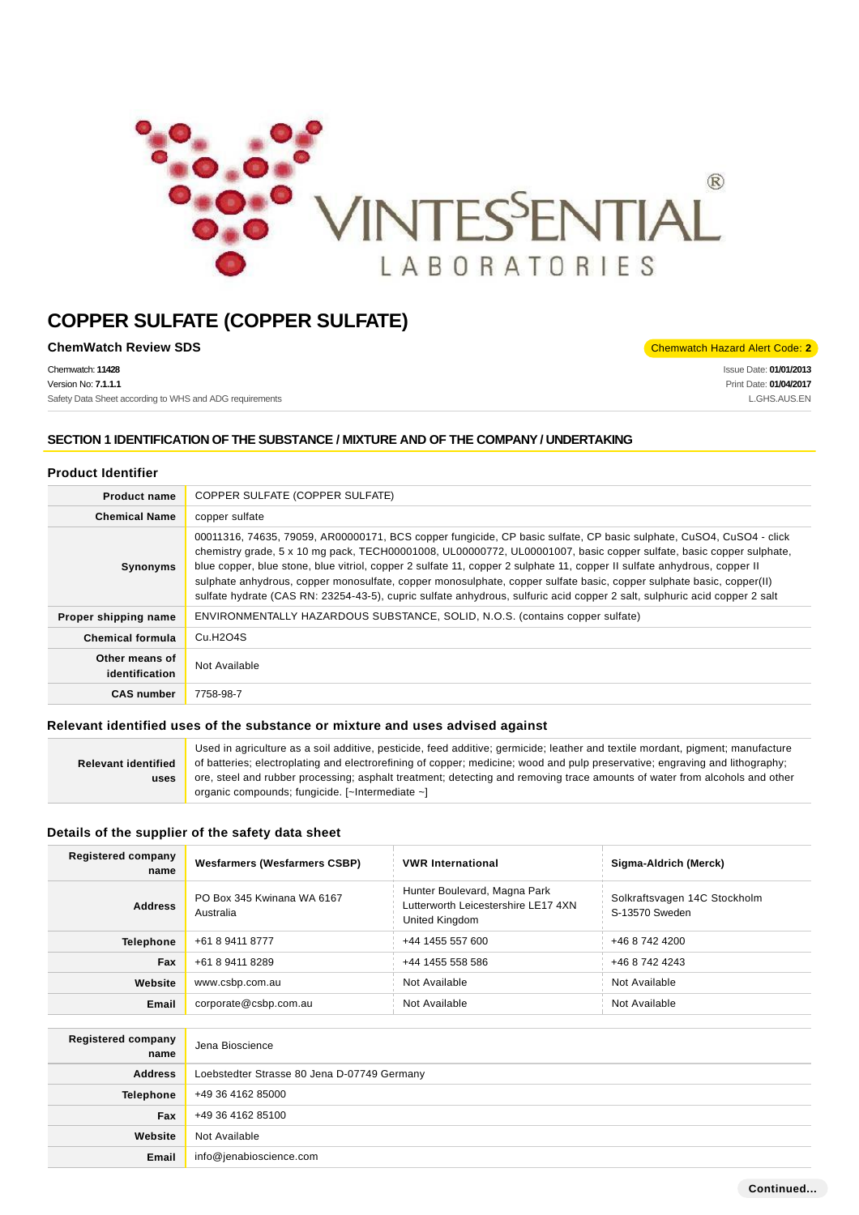VINTESSENTIAL® LABORATORIES

# COPPER SULFATE (COPPER SULFATE)

**ChemWatch Review SDS**

Chemwatch Hazard Alert Code: **2**

Chemwatch: **11428**
Version No: **7.1.1.1**
Safety Data Sheet according to WHS and ADG requirements

Issue Date: **01/01/2013**
Print Date: **01/04/2017**
L.GHS.AUS.EN

## SECTION 1 IDENTIFICATION OF THE SUBSTANCE / MIXTURE AND OF THE COMPANY / UNDERTAKING

### Product Identifier

| | |
|---|---|
| **Product name** | COPPER SULFATE (COPPER SULFATE) |
| **Chemical Name** | copper sulfate |
| **Synonyms** | 00011316, 74635, 79059, AR00000171, BCS copper fungicide, CP basic sulfate, CP basic sulphate, CuSO4, CuSO4 - click chemistry grade, 5 x 10 mg pack, TECH00001008, UL00000772, UL00001007, basic copper sulfate, basic copper sulphate, blue copper, blue stone, blue vitriol, copper 2 sulfate 11, copper 2 sulphate 11, copper II sulfate anhydrous, copper II sulphate anhydrous, copper monosulfate, copper monosulphate, copper sulfate basic, copper sulphate basic, copper(II) sulfate hydrate (CAS RN: 23254-43-5), cupric sulfate anhydrous, sulfuric acid copper 2 salt, sulphuric acid copper 2 salt |
| **Proper shipping name** | ENVIRONMENTALLY HAZARDOUS SUBSTANCE, SOLID, N.O.S. (contains copper sulfate) |
| **Chemical formula** | Cu.H2O4S |
| **Other means of identification** | Not Available |
| **CAS number** | 7758-98-7 |

### Relevant identified uses of the substance or mixture and uses advised against

| | |
|---|---|
| **Relevant identified uses** | Used in agriculture as a soil additive, pesticide, feed additive; germicide; leather and textile mordant, pigment; manufacture of batteries; electroplating and electrorefining of copper; medicine; wood and pulp preservative; engraving and lithography; ore, steel and rubber processing; asphalt treatment; detecting and removing trace amounts of water from alcohols and other organic compounds; fungicide. [~Intermediate ~] |

### Details of the supplier of the safety data sheet

| | | | |
|---|---|---|---|
| **Registered company name** | **Wesfarmers (Wesfarmers CSBP)** | **VWR International** | **Sigma-Aldrich (Merck)** |
| **Address** | PO Box 345 Kwinana WA 6167 Australia | Hunter Boulevard, Magna Park Lutterworth Leicestershire LE17 4XN United Kingdom | Solkraftsvagen 14C Stockholm S-13570 Sweden |
| **Telephone** | +61 8 9411 8777 | +44 1455 557 600 | +46 8 742 4200 |
| **Fax** | +61 8 9411 8289 | +44 1455 558 586 | +46 8 742 4243 |
| **Website** | www.csbp.com.au | Not Available | Not Available |
| **Email** | corporate@csbp.com.au | Not Available | Not Available |

| | |
|---|---|
| **Registered company name** | Jena Bioscience |
| **Address** | Loebstedter Strasse 80 Jena D-07749 Germany |
| **Telephone** | +49 36 4162 85000 |
| **Fax** | +49 36 4162 85100 |
| **Website** | Not Available |
| **Email** | info@jenabioscience.com |

**Continued...**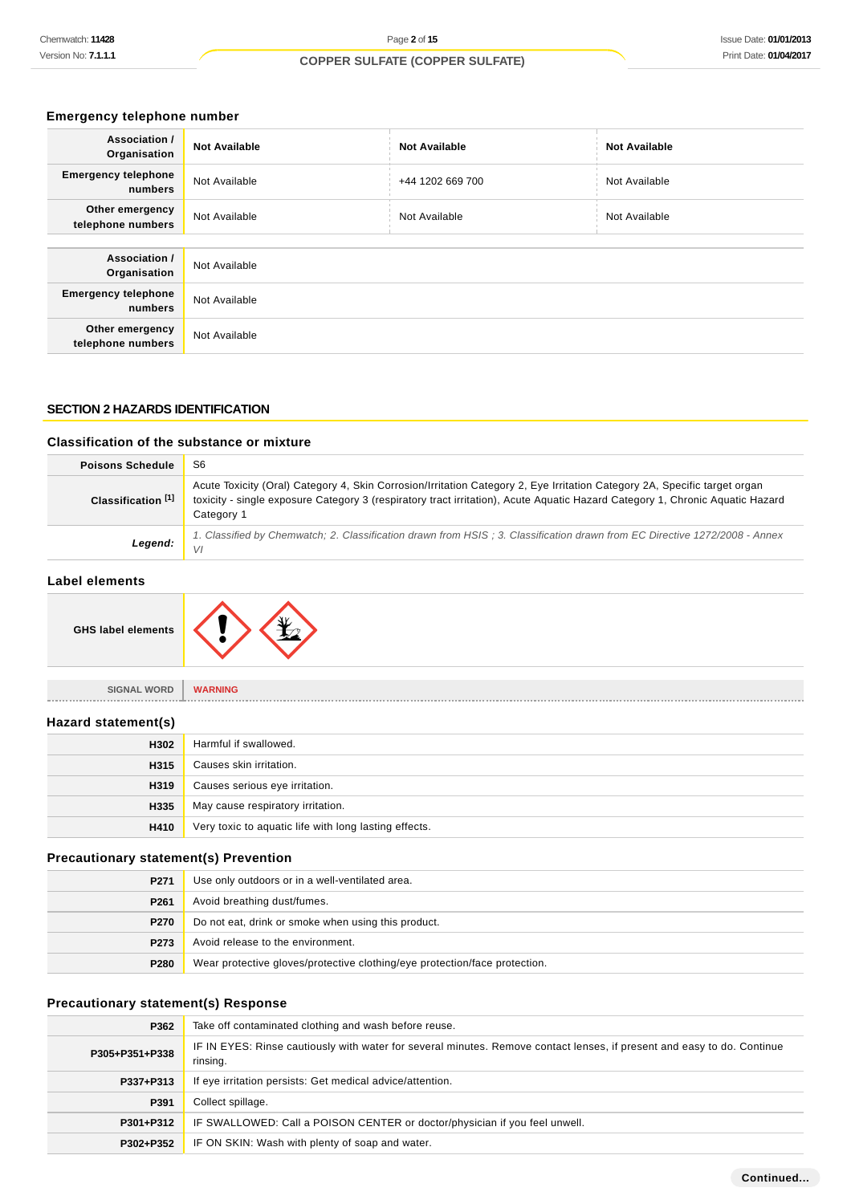## Emergency telephone number

| Association / Organisation | Not Available | Not Available | Not Available |
|---|---|---|---|
| Emergency telephone numbers | Not Available | +44 1202 669 700 | Not Available |
| Other emergency telephone numbers | Not Available | Not Available | Not Available |

| | |
|---|---|
| Association / Organisation | Not Available |
| Emergency telephone numbers | Not Available |
| Other emergency telephone numbers | Not Available |

## SECTION 2 HAZARDS IDENTIFICATION

### Classification of the substance or mixture

| | |
|---|---|
| Poisons Schedule | S6 |
| Classification [1] | Acute Toxicity (Oral) Category 4, Skin Corrosion/Irritation Category 2, Eye Irritation Category 2A, Specific target organ toxicity - single exposure Category 3 (respiratory tract irritation), Acute Aquatic Hazard Category 1, Chronic Aquatic Hazard Category 1 |
| ***Legend:*** | *1. Classified by Chemwatch; 2. Classification drawn from HSIS ; 3. Classification drawn from EC Directive 1272/2008 - Annex VI* |

### Label elements

| | |
|---|---|
| GHS label elements | |
| SIGNAL WORD | WARNING |

### Hazard statement(s)

| | |
|---|---|
| H302 | Harmful if swallowed. |
| H315 | Causes skin irritation. |
| H319 | Causes serious eye irritation. |
| H335 | May cause respiratory irritation. |
| H410 | Very toxic to aquatic life with long lasting effects. |

### Precautionary statement(s) Prevention

| | |
|---|---|
| P271 | Use only outdoors or in a well-ventilated area. |
| P261 | Avoid breathing dust/fumes. |
| P270 | Do not eat, drink or smoke when using this product. |
| P273 | Avoid release to the environment. |
| P280 | Wear protective gloves/protective clothing/eye protection/face protection. |

### Precautionary statement(s) Response

| | |
|---|---|
| P362 | Take off contaminated clothing and wash before reuse. |
| P305+P351+P338 | IF IN EYES: Rinse cautiously with water for several minutes. Remove contact lenses, if present and easy to do. Continue rinsing. |
| P337+P313 | If eye irritation persists: Get medical advice/attention. |
| P391 | Collect spillage. |
| P301+P312 | IF SWALLOWED: Call a POISON CENTER or doctor/physician if you feel unwell. |
| P302+P352 | IF ON SKIN: Wash with plenty of soap and water. |

Continued...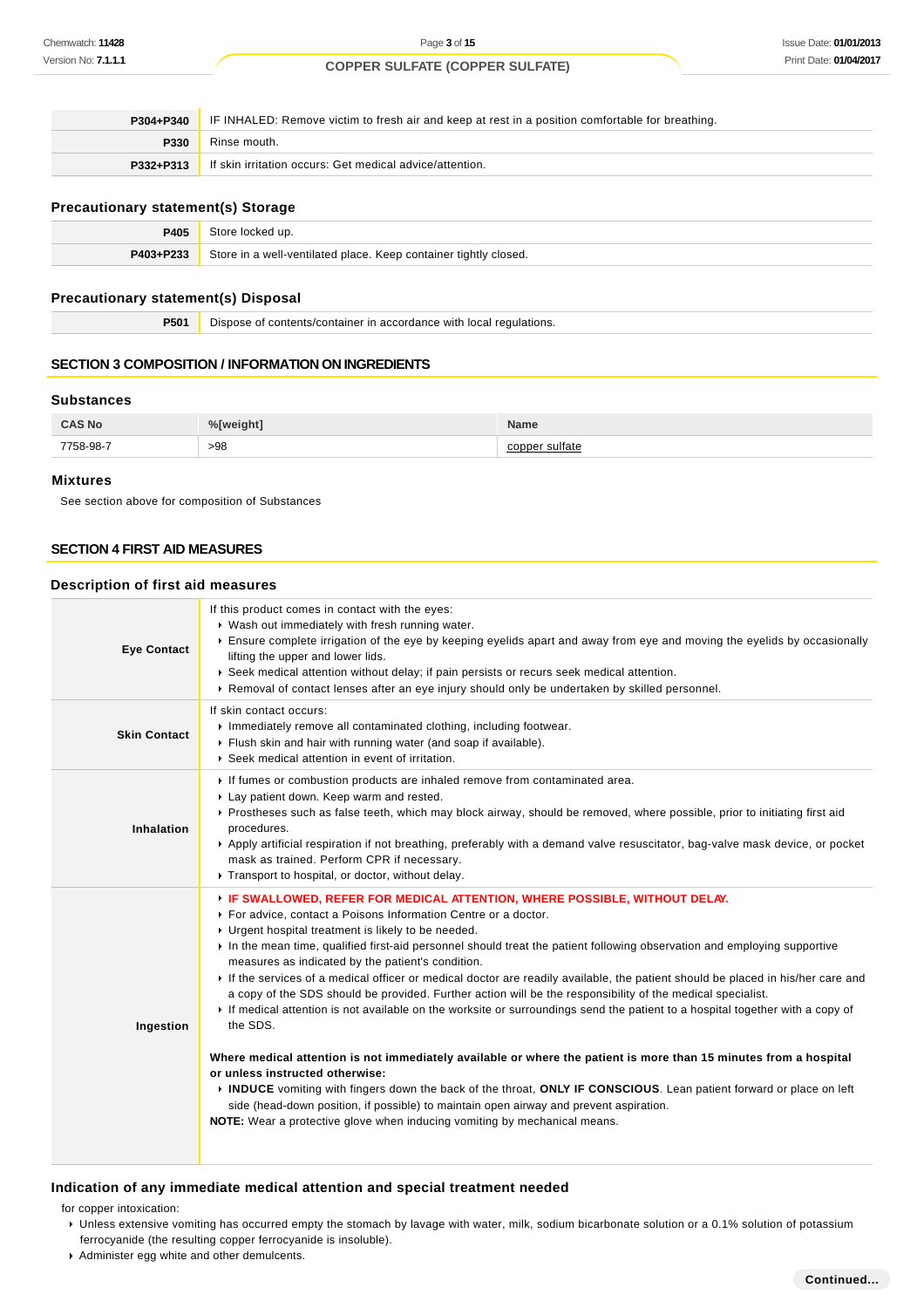| | |
|---|---|
| **P304+P340** | IF INHALED: Remove victim to fresh air and keep at rest in a position comfortable for breathing. |
| **P330** | Rinse mouth. |
| **P332+P313** | If skin irritation occurs: Get medical advice/attention. |

### Precautionary statement(s) Storage

| | |
|---|---|
| **P405** | Store locked up. |
| **P403+P233** | Store in a well-ventilated place. Keep container tightly closed. |

### Precautionary statement(s) Disposal

| | |
|---|---|
| **P501** | Dispose of contents/container in accordance with local regulations. |

## SECTION 3 COMPOSITION / INFORMATION ON INGREDIENTS

### Substances

| CAS No | %[weight] | Name |
|---|---|---|
| 7758-98-7 | >98 | copper sulfate |

### Mixtures

See section above for composition of Substances

## SECTION 4 FIRST AID MEASURES

### Description of first aid measures

| | |
|---|---|
| **Eye Contact** | If this product comes in contact with the eyes:<br>▸ Wash out immediately with fresh running water.<br>▸ Ensure complete irrigation of the eye by keeping eyelids apart and away from eye and moving the eyelids by occasionally lifting the upper and lower lids.<br>▸ Seek medical attention without delay; if pain persists or recurs seek medical attention.<br>▸ Removal of contact lenses after an eye injury should only be undertaken by skilled personnel. |
| **Skin Contact** | If skin contact occurs:<br>▸ Immediately remove all contaminated clothing, including footwear.<br>▸ Flush skin and hair with running water (and soap if available).<br>▸ Seek medical attention in event of irritation. |
| **Inhalation** | ▸ If fumes or combustion products are inhaled remove from contaminated area.<br>▸ Lay patient down. Keep warm and rested.<br>▸ Prostheses such as false teeth, which may block airway, should be removed, where possible, prior to initiating first aid procedures.<br>▸ Apply artificial respiration if not breathing, preferably with a demand valve resuscitator, bag-valve mask device, or pocket mask as trained. Perform CPR if necessary.<br>▸ Transport to hospital, or doctor, without delay. |
| **Ingestion** | ▸ **IF SWALLOWED, REFER FOR MEDICAL ATTENTION, WHERE POSSIBLE, WITHOUT DELAY.**<br>▸ For advice, contact a Poisons Information Centre or a doctor.<br>▸ Urgent hospital treatment is likely to be needed.<br>▸ In the mean time, qualified first-aid personnel should treat the patient following observation and employing supportive measures as indicated by the patient's condition.<br>▸ If the services of a medical officer or medical doctor are readily available, the patient should be placed in his/her care and a copy of the SDS should be provided. Further action will be the responsibility of the medical specialist.<br>▸ If medical attention is not available on the worksite or surroundings send the patient to a hospital together with a copy of the SDS.<br><br>**Where medical attention is not immediately available or where the patient is more than 15 minutes from a hospital or unless instructed otherwise:**<br>▸ **INDUCE** vomiting with fingers down the back of the throat, **ONLY IF CONSCIOUS**. Lean patient forward or place on left side (head-down position, if possible) to maintain open airway and prevent aspiration.<br>**NOTE:** Wear a protective glove when inducing vomiting by mechanical means. |

### Indication of any immediate medical attention and special treatment needed

for copper intoxication:

- Unless extensive vomiting has occurred empty the stomach by lavage with water, milk, sodium bicarbonate solution or a 0.1% solution of potassium ferrocyanide (the resulting copper ferrocyanide is insoluble).
- Administer egg white and other demulcents.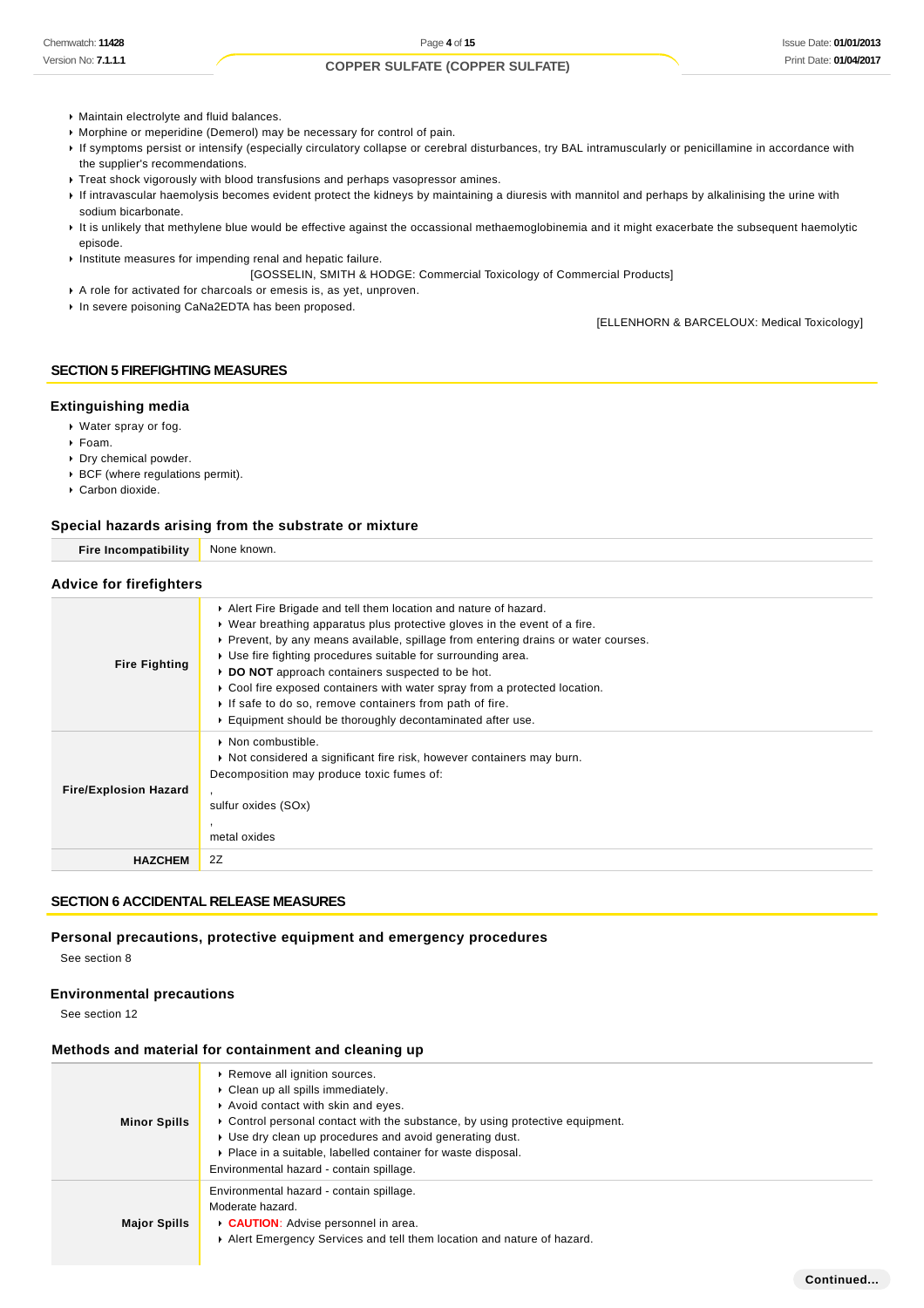- Maintain electrolyte and fluid balances.
- Morphine or meperidine (Demerol) may be necessary for control of pain.
- If symptoms persist or intensify (especially circulatory collapse or cerebral disturbances, try BAL intramuscularly or penicillamine in accordance with the supplier's recommendations.
- Treat shock vigorously with blood transfusions and perhaps vasopressor amines.
- If intravascular haemolysis becomes evident protect the kidneys by maintaining a diuresis with mannitol and perhaps by alkalinising the urine with sodium bicarbonate.
- It is unlikely that methylene blue would be effective against the occassional methaemoglobinemia and it might exacerbate the subsequent haemolytic episode.
- Institute measures for impending renal and hepatic failure.

[GOSSELIN, SMITH & HODGE: Commercial Toxicology of Commercial Products]

- A role for activated for charcoals or emesis is, as yet, unproven.
- In severe poisoning CaNa2EDTA has been proposed.

[ELLENHORN & BARCELOUX: Medical Toxicology]

## SECTION 5 FIREFIGHTING MEASURES

### Extinguishing media

- Water spray or fog.
- Foam.
- Dry chemical powder.
- BCF (where regulations permit).
- Carbon dioxide.

### Special hazards arising from the substrate or mixture

| | |
|---|---|
| **Fire Incompatibility** | None known. |

### Advice for firefighters

| | |
|---|---|
| **Fire Fighting** | ▸ Alert Fire Brigade and tell them location and nature of hazard.<br>▸ Wear breathing apparatus plus protective gloves in the event of a fire.<br>▸ Prevent, by any means available, spillage from entering drains or water courses.<br>▸ Use fire fighting procedures suitable for surrounding area.<br>▸ **DO NOT** approach containers suspected to be hot.<br>▸ Cool fire exposed containers with water spray from a protected location.<br>▸ If safe to do so, remove containers from path of fire.<br>▸ Equipment should be thoroughly decontaminated after use. |
| **Fire/Explosion Hazard** | ▸ Non combustible.<br>▸ Not considered a significant fire risk, however containers may burn.<br>Decomposition may produce toxic fumes of:<br>,<br>sulfur oxides (SOx)<br>,<br>metal oxides |
| **HAZCHEM** | 2Z |

## SECTION 6 ACCIDENTAL RELEASE MEASURES

### Personal precautions, protective equipment and emergency procedures

See section 8

### Environmental precautions

See section 12

### Methods and material for containment and cleaning up

| | |
|---|---|
| **Minor Spills** | ▸ Remove all ignition sources.<br>▸ Clean up all spills immediately.<br>▸ Avoid contact with skin and eyes.<br>▸ Control personal contact with the substance, by using protective equipment.<br>▸ Use dry clean up procedures and avoid generating dust.<br>▸ Place in a suitable, labelled container for waste disposal.<br>Environmental hazard - contain spillage. |
| **Major Spills** | Environmental hazard - contain spillage.<br>Moderate hazard.<br>▸ **CAUTION**: Advise personnel in area.<br>▸ Alert Emergency Services and tell them location and nature of hazard. |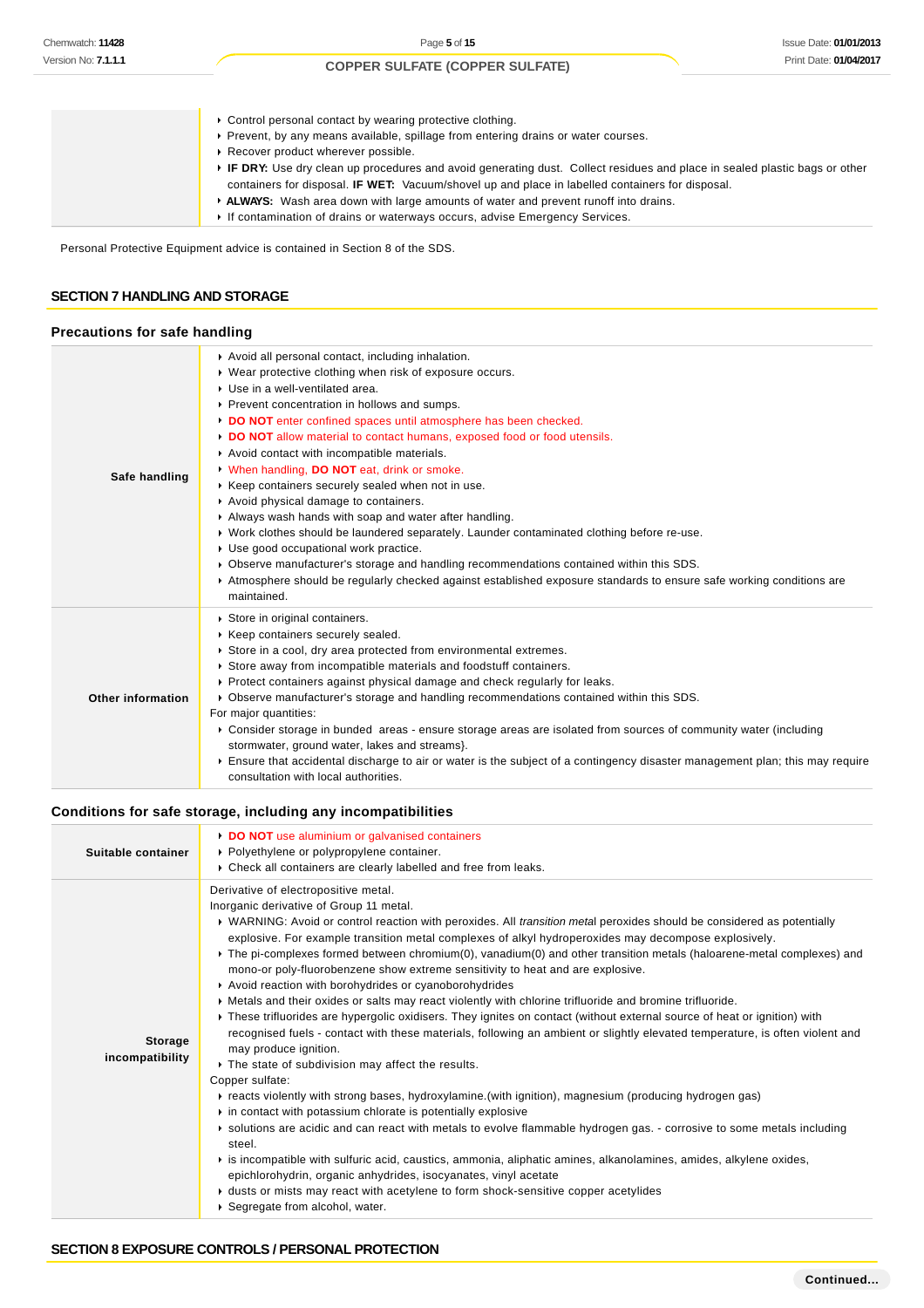| | |
|---|---|
| | ▸ Control personal contact by wearing protective clothing.<br>▸ Prevent, by any means available, spillage from entering drains or water courses.<br>▸ Recover product wherever possible.<br>▸ **IF DRY:** Use dry clean up procedures and avoid generating dust. Collect residues and place in sealed plastic bags or other containers for disposal. **IF WET:** Vacuum/shovel up and place in labelled containers for disposal.<br>▸ **ALWAYS:** Wash area down with large amounts of water and prevent runoff into drains.<br>▸ If contamination of drains or waterways occurs, advise Emergency Services. |

Personal Protective Equipment advice is contained in Section 8 of the SDS.

## SECTION 7 HANDLING AND STORAGE

### Precautions for safe handling

| | |
|---|---|
| **Safe handling** | ▸ Avoid all personal contact, including inhalation.<br>▸ Wear protective clothing when risk of exposure occurs.<br>▸ Use in a well-ventilated area.<br>▸ Prevent concentration in hollows and sumps.<br>▸ **DO NOT** enter confined spaces until atmosphere has been checked.<br>▸ **DO NOT** allow material to contact humans, exposed food or food utensils.<br>▸ Avoid contact with incompatible materials.<br>▸ When handling, **DO NOT** eat, drink or smoke.<br>▸ Keep containers securely sealed when not in use.<br>▸ Avoid physical damage to containers.<br>▸ Always wash hands with soap and water after handling.<br>▸ Work clothes should be laundered separately. Launder contaminated clothing before re-use.<br>▸ Use good occupational work practice.<br>▸ Observe manufacturer's storage and handling recommendations contained within this SDS.<br>▸ Atmosphere should be regularly checked against established exposure standards to ensure safe working conditions are maintained. |
| **Other information** | ▸ Store in original containers.<br>▸ Keep containers securely sealed.<br>▸ Store in a cool, dry area protected from environmental extremes.<br>▸ Store away from incompatible materials and foodstuff containers.<br>▸ Protect containers against physical damage and check regularly for leaks.<br>▸ Observe manufacturer's storage and handling recommendations contained within this SDS.<br>For major quantities:<br>▸ Consider storage in bunded areas - ensure storage areas are isolated from sources of community water (including stormwater, ground water, lakes and streams}.<br>▸ Ensure that accidental discharge to air or water is the subject of a contingency disaster management plan; this may require consultation with local authorities. |

### Conditions for safe storage, including any incompatibilities

| | |
|---|---|
| **Suitable container** | ▸ **DO NOT** use aluminium or galvanised containers<br>▸ Polyethylene or polypropylene container.<br>▸ Check all containers are clearly labelled and free from leaks. |
| **Storage incompatibility** | Derivative of electropositive metal.<br>Inorganic derivative of Group 11 metal.<br>▸ WARNING: Avoid or control reaction with peroxides. All *transition metal* peroxides should be considered as potentially explosive. For example transition metal complexes of alkyl hydroperoxides may decompose explosively.<br>▸ The pi-complexes formed between chromium(0), vanadium(0) and other transition metals (haloarene-metal complexes) and mono-or poly-fluorobenzene show extreme sensitivity to heat and are explosive.<br>▸ Avoid reaction with borohydrides or cyanoborohydrides<br>▸ Metals and their oxides or salts may react violently with chlorine trifluoride and bromine trifluoride.<br>▸ These trifluorides are hypergolic oxidisers. They ignites on contact (without external source of heat or ignition) with recognised fuels - contact with these materials, following an ambient or slightly elevated temperature, is often violent and may produce ignition.<br>▸ The state of subdivision may affect the results.<br>Copper sulfate:<br>▸ reacts violently with strong bases, hydroxylamine.(with ignition), magnesium (producing hydrogen gas)<br>▸ in contact with potassium chlorate is potentially explosive<br>▸ solutions are acidic and can react with metals to evolve flammable hydrogen gas. - corrosive to some metals including steel.<br>▸ is incompatible with sulfuric acid, caustics, ammonia, aliphatic amines, alkanolamines, amides, alkylene oxides, epichlorohydrin, organic anhydrides, isocyanates, vinyl acetate<br>▸ dusts or mists may react with acetylene to form shock-sensitive copper acetylides<br>▸ Segregate from alcohol, water. |

## SECTION 8 EXPOSURE CONTROLS / PERSONAL PROTECTION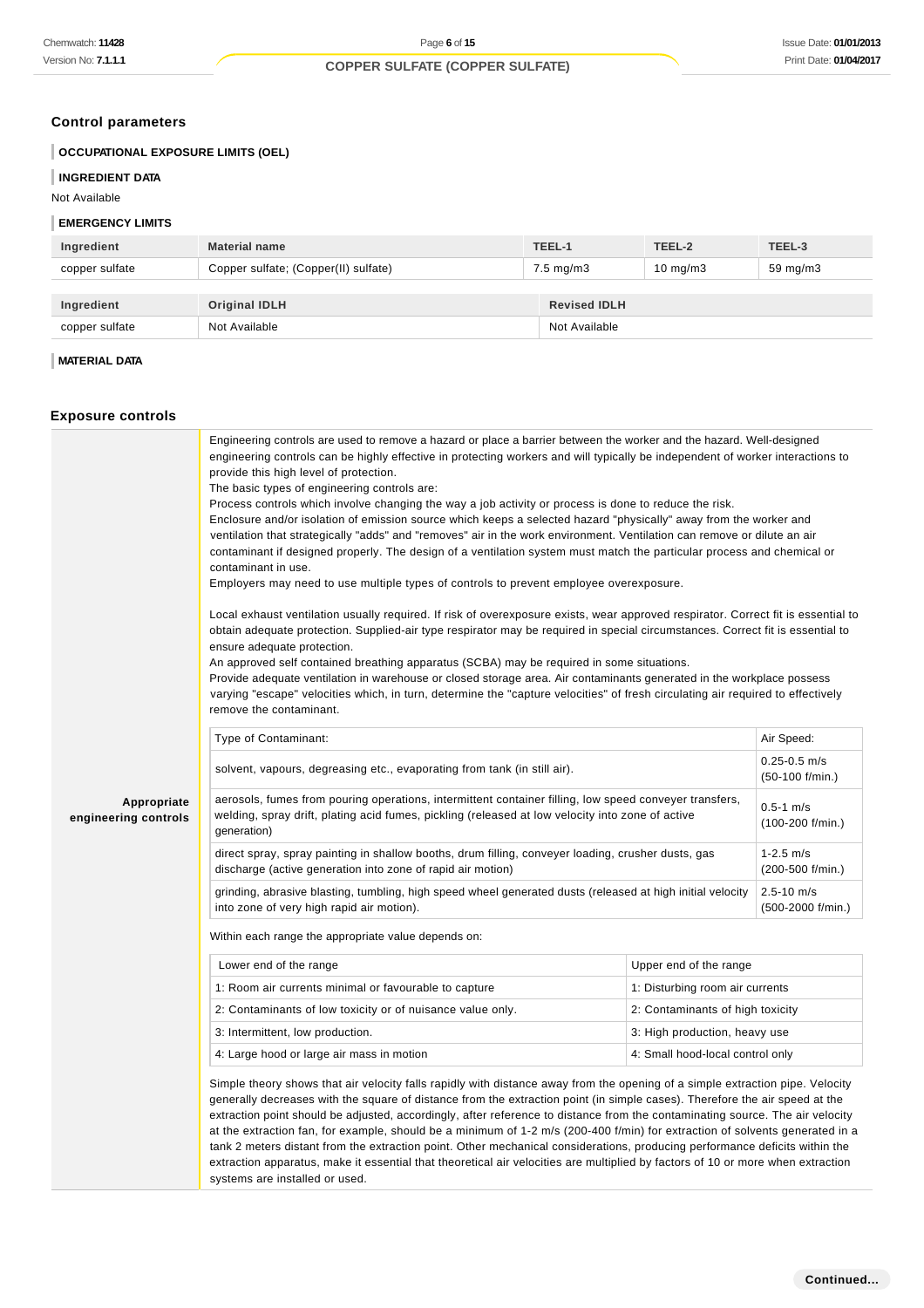## Control parameters

### OCCUPATIONAL EXPOSURE LIMITS (OEL)

### INGREDIENT DATA

Not Available

### EMERGENCY LIMITS

| Ingredient | Material name | TEEL-1 | TEEL-2 | TEEL-3 |
|---|---|---|---|---|
| copper sulfate | Copper sulfate; (Copper(II) sulfate) | 7.5 mg/m3 | 10 mg/m3 | 59 mg/m3 |

| Ingredient | Original IDLH | Revised IDLH |
|---|---|---|
| copper sulfate | Not Available | Not Available |

### MATERIAL DATA

## Exposure controls

**Appropriate engineering controls**

Engineering controls are used to remove a hazard or place a barrier between the worker and the hazard. Well-designed engineering controls can be highly effective in protecting workers and will typically be independent of worker interactions to provide this high level of protection.
The basic types of engineering controls are:
Process controls which involve changing the way a job activity or process is done to reduce the risk.
Enclosure and/or isolation of emission source which keeps a selected hazard "physically" away from the worker and ventilation that strategically "adds" and "removes" air in the work environment. Ventilation can remove or dilute an air contaminant if designed properly. The design of a ventilation system must match the particular process and chemical or contaminant in use.
Employers may need to use multiple types of controls to prevent employee overexposure.

Local exhaust ventilation usually required. If risk of overexposure exists, wear approved respirator. Correct fit is essential to obtain adequate protection. Supplied-air type respirator may be required in special circumstances. Correct fit is essential to ensure adequate protection.
An approved self contained breathing apparatus (SCBA) may be required in some situations.
Provide adequate ventilation in warehouse or closed storage area. Air contaminants generated in the workplace possess varying "escape" velocities which, in turn, determine the "capture velocities" of fresh circulating air required to effectively remove the contaminant.

| Type of Contaminant: | Air Speed: |
|---|---|
| solvent, vapours, degreasing etc., evaporating from tank (in still air). | 0.25-0.5 m/s (50-100 f/min.) |
| aerosols, fumes from pouring operations, intermittent container filling, low speed conveyer transfers, welding, spray drift, plating acid fumes, pickling (released at low velocity into zone of active generation) | 0.5-1 m/s (100-200 f/min.) |
| direct spray, spray painting in shallow booths, drum filling, conveyer loading, crusher dusts, gas discharge (active generation into zone of rapid air motion) | 1-2.5 m/s (200-500 f/min.) |
| grinding, abrasive blasting, tumbling, high speed wheel generated dusts (released at high initial velocity into zone of very high rapid air motion). | 2.5-10 m/s (500-2000 f/min.) |

Within each range the appropriate value depends on:

| Lower end of the range | Upper end of the range |
|---|---|
| 1: Room air currents minimal or favourable to capture | 1: Disturbing room air currents |
| 2: Contaminants of low toxicity or of nuisance value only. | 2: Contaminants of high toxicity |
| 3: Intermittent, low production. | 3: High production, heavy use |
| 4: Large hood or large air mass in motion | 4: Small hood-local control only |

Simple theory shows that air velocity falls rapidly with distance away from the opening of a simple extraction pipe. Velocity generally decreases with the square of distance from the extraction point (in simple cases). Therefore the air speed at the extraction point should be adjusted, accordingly, after reference to distance from the contaminating source. The air velocity at the extraction fan, for example, should be a minimum of 1-2 m/s (200-400 f/min) for extraction of solvents generated in a tank 2 meters distant from the extraction point. Other mechanical considerations, producing performance deficits within the extraction apparatus, make it essential that theoretical air velocities are multiplied by factors of 10 or more when extraction systems are installed or used.

**Continued...**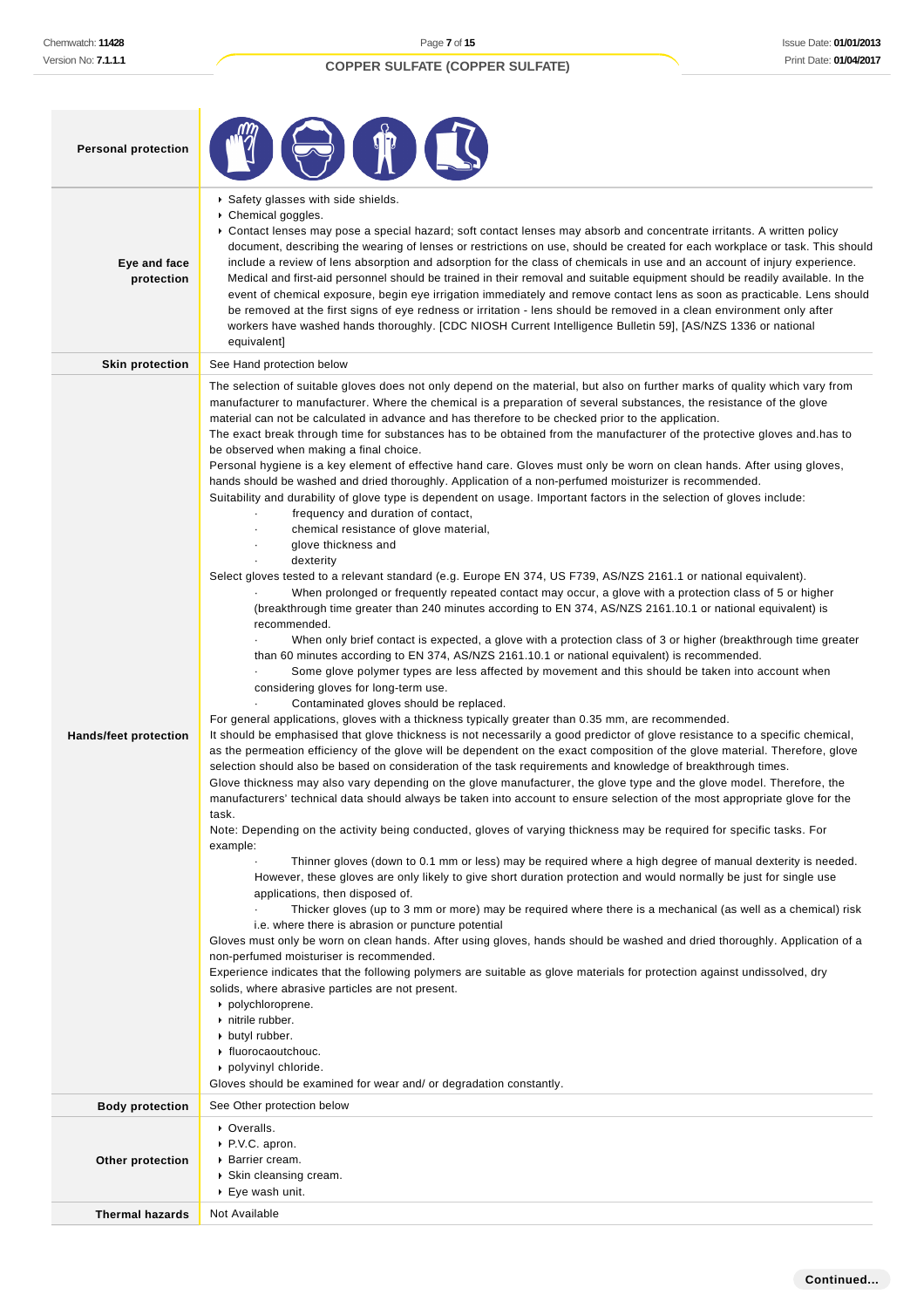| | |
|---|---|
| **Personal protection** | |
| **Eye and face protection** | ▸ Safety glasses with side shields.<br>▸ Chemical goggles.<br>▸ Contact lenses may pose a special hazard; soft contact lenses may absorb and concentrate irritants. A written policy document, describing the wearing of lenses or restrictions on use, should be created for each workplace or task. This should include a review of lens absorption and adsorption for the class of chemicals in use and an account of injury experience. Medical and first-aid personnel should be trained in their removal and suitable equipment should be readily available. In the event of chemical exposure, begin eye irrigation immediately and remove contact lens as soon as practicable. Lens should be removed at the first signs of eye redness or irritation - lens should be removed in a clean environment only after workers have washed hands thoroughly. [CDC NIOSH Current Intelligence Bulletin 59], [AS/NZS 1336 or national equivalent] |
| **Skin protection** | See Hand protection below |
| **Hands/feet protection** | The selection of suitable gloves does not only depend on the material, but also on further marks of quality which vary from manufacturer to manufacturer. Where the chemical is a preparation of several substances, the resistance of the glove material can not be calculated in advance and has therefore to be checked prior to the application.<br>The exact break through time for substances has to be obtained from the manufacturer of the protective gloves and.has to be observed when making a final choice.<br>Personal hygiene is a key element of effective hand care. Gloves must only be worn on clean hands. After using gloves, hands should be washed and dried thoroughly. Application of a non-perfumed moisturizer is recommended.<br>Suitability and durability of glove type is dependent on usage. Important factors in the selection of gloves include:<br>· frequency and duration of contact,<br>· chemical resistance of glove material,<br>· glove thickness and<br>· dexterity<br>Select gloves tested to a relevant standard (e.g. Europe EN 374, US F739, AS/NZS 2161.1 or national equivalent).<br>· When prolonged or frequently repeated contact may occur, a glove with a protection class of 5 or higher (breakthrough time greater than 240 minutes according to EN 374, AS/NZS 2161.10.1 or national equivalent) is recommended.<br>· When only brief contact is expected, a glove with a protection class of 3 or higher (breakthrough time greater than 60 minutes according to EN 374, AS/NZS 2161.10.1 or national equivalent) is recommended.<br>· Some glove polymer types are less affected by movement and this should be taken into account when considering gloves for long-term use.<br>· Contaminated gloves should be replaced.<br>For general applications, gloves with a thickness typically greater than 0.35 mm, are recommended.<br>It should be emphasised that glove thickness is not necessarily a good predictor of glove resistance to a specific chemical, as the permeation efficiency of the glove will be dependent on the exact composition of the glove material. Therefore, glove selection should also be based on consideration of the task requirements and knowledge of breakthrough times.<br>Glove thickness may also vary depending on the glove manufacturer, the glove type and the glove model. Therefore, the manufacturers' technical data should always be taken into account to ensure selection of the most appropriate glove for the task.<br>Note: Depending on the activity being conducted, gloves of varying thickness may be required for specific tasks. For example:<br>· Thinner gloves (down to 0.1 mm or less) may be required where a high degree of manual dexterity is needed. However, these gloves are only likely to give short duration protection and would normally be just for single use applications, then disposed of.<br>· Thicker gloves (up to 3 mm or more) may be required where there is a mechanical (as well as a chemical) risk i.e. where there is abrasion or puncture potential<br>Gloves must only be worn on clean hands. After using gloves, hands should be washed and dried thoroughly. Application of a non-perfumed moisturiser is recommended.<br>Experience indicates that the following polymers are suitable as glove materials for protection against undissolved, dry solids, where abrasive particles are not present.<br>▸ polychloroprene.<br>▸ nitrile rubber.<br>▸ butyl rubber.<br>▸ fluorocaoutchouc.<br>▸ polyvinyl chloride.<br>Gloves should be examined for wear and/ or degradation constantly. |
| **Body protection** | See Other protection below |
| **Other protection** | ▸ Overalls.<br>▸ P.V.C. apron.<br>▸ Barrier cream.<br>▸ Skin cleansing cream.<br>▸ Eye wash unit. |
| **Thermal hazards** | Not Available |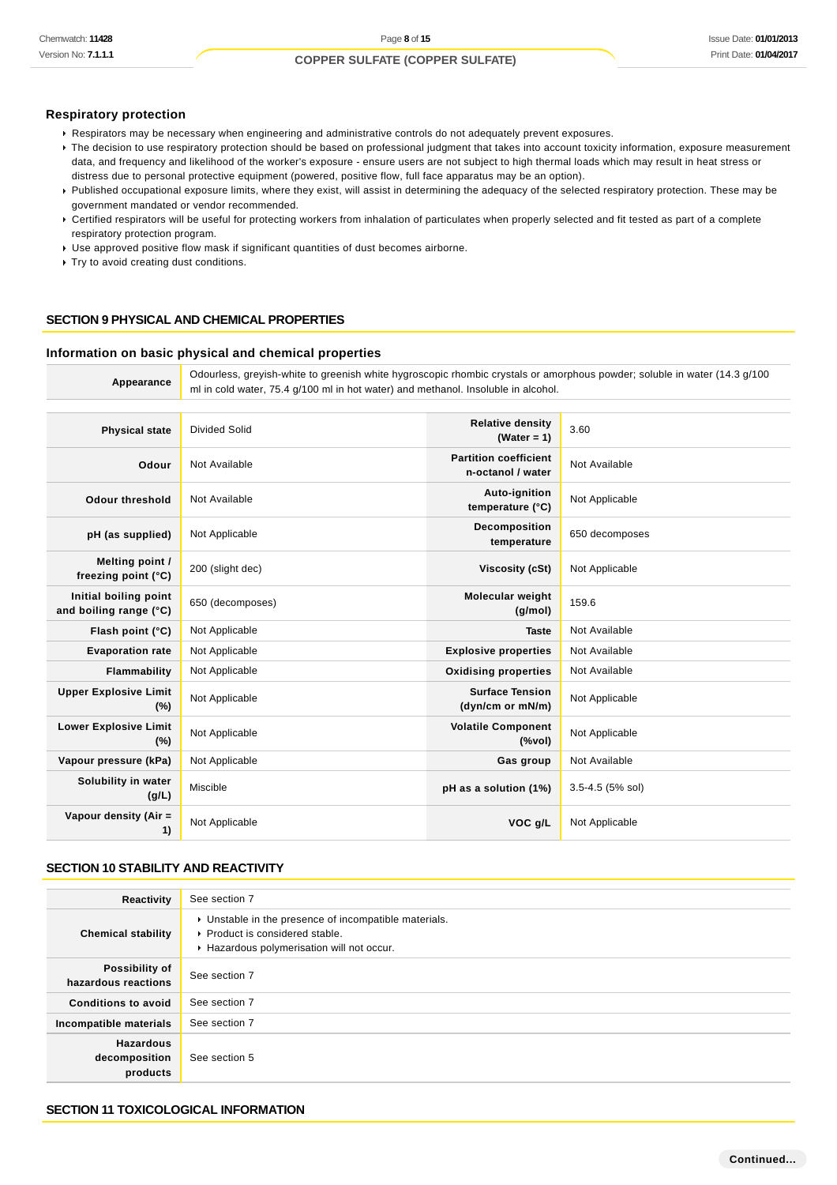### Respiratory protection

- Respirators may be necessary when engineering and administrative controls do not adequately prevent exposures.
- The decision to use respiratory protection should be based on professional judgment that takes into account toxicity information, exposure measurement data, and frequency and likelihood of the worker's exposure - ensure users are not subject to high thermal loads which may result in heat stress or distress due to personal protective equipment (powered, positive flow, full face apparatus may be an option).
- Published occupational exposure limits, where they exist, will assist in determining the adequacy of the selected respiratory protection. These may be government mandated or vendor recommended.
- Certified respirators will be useful for protecting workers from inhalation of particulates when properly selected and fit tested as part of a complete respiratory protection program.
- Use approved positive flow mask if significant quantities of dust becomes airborne.
- Try to avoid creating dust conditions.

## SECTION 9 PHYSICAL AND CHEMICAL PROPERTIES

### Information on basic physical and chemical properties

| | |
|---|---|
| **Appearance** | Odourless, greyish-white to greenish white hygroscopic rhombic crystals or amorphous powder; soluble in water (14.3 g/100 ml in cold water, 75.4 g/100 ml in hot water) and methanol. Insoluble in alcohol. |

| | | | |
|---|---|---|---|
| **Physical state** | Divided Solid | **Relative density (Water = 1)** | 3.60 |
| **Odour** | Not Available | **Partition coefficient n-octanol / water** | Not Available |
| **Odour threshold** | Not Available | **Auto-ignition temperature (°C)** | Not Applicable |
| **pH (as supplied)** | Not Applicable | **Decomposition temperature** | 650 decomposes |
| **Melting point / freezing point (°C)** | 200 (slight dec) | **Viscosity (cSt)** | Not Applicable |
| **Initial boiling point and boiling range (°C)** | 650 (decomposes) | **Molecular weight (g/mol)** | 159.6 |
| **Flash point (°C)** | Not Applicable | **Taste** | Not Available |
| **Evaporation rate** | Not Applicable | **Explosive properties** | Not Available |
| **Flammability** | Not Applicable | **Oxidising properties** | Not Available |
| **Upper Explosive Limit (%)** | Not Applicable | **Surface Tension (dyn/cm or mN/m)** | Not Applicable |
| **Lower Explosive Limit (%)** | Not Applicable | **Volatile Component (%vol)** | Not Applicable |
| **Vapour pressure (kPa)** | Not Applicable | **Gas group** | Not Available |
| **Solubility in water (g/L)** | Miscible | **pH as a solution (1%)** | 3.5-4.5 (5% sol) |
| **Vapour density (Air = 1)** | Not Applicable | **VOC g/L** | Not Applicable |

## SECTION 10 STABILITY AND REACTIVITY

| | |
|---|---|
| **Reactivity** | See section 7 |
| **Chemical stability** | Unstable in the presence of incompatible materials.<br>Product is considered stable.<br>Hazardous polymerisation will not occur. |
| **Possibility of hazardous reactions** | See section 7 |
| **Conditions to avoid** | See section 7 |
| **Incompatible materials** | See section 7 |
| **Hazardous decomposition products** | See section 5 |

## SECTION 11 TOXICOLOGICAL INFORMATION

Continued...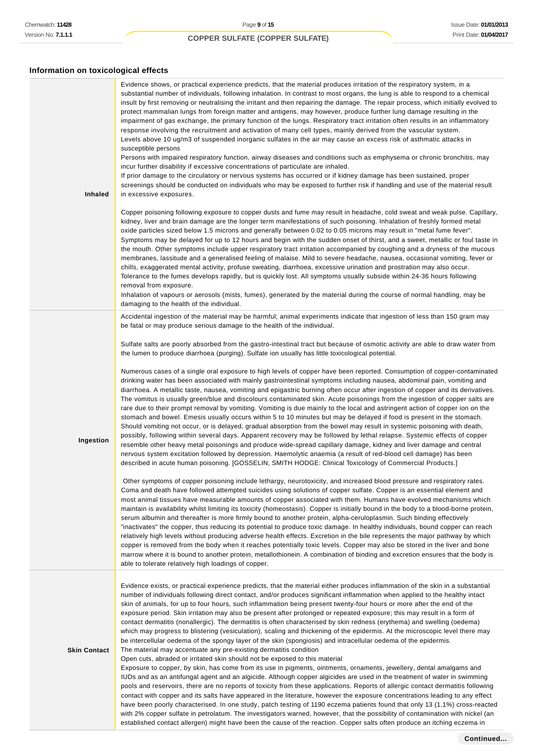## Information on toxicological effects

| | |
|---|---|
| **Inhaled** | Evidence shows, or practical experience predicts, that the material produces irritation of the respiratory system, in a substantial number of individuals, following inhalation. In contrast to most organs, the lung is able to respond to a chemical insult by first removing or neutralising the irritant and then repairing the damage. The repair process, which initially evolved to protect mammalian lungs from foreign matter and antigens, may however, produce further lung damage resulting in the impairment of gas exchange, the primary function of the lungs. Respiratory tract irritation often results in an inflammatory response involving the recruitment and activation of many cell types, mainly derived from the vascular system.<br>Levels above 10 ug/m3 of suspended inorganic sulfates in the air may cause an excess risk of asthmatic attacks in susceptible persons<br>Persons with impaired respiratory function, airway diseases and conditions such as emphysema or chronic bronchitis, may incur further disability if excessive concentrations of particulate are inhaled.<br>If prior damage to the circulatory or nervous systems has occurred or if kidney damage has been sustained, proper screenings should be conducted on individuals who may be exposed to further risk if handling and use of the material result in excessive exposures.<br><br>Copper poisoning following exposure to copper dusts and fume may result in headache, cold sweat and weak pulse. Capillary, kidney, liver and brain damage are the longer term manifestations of such poisoning. Inhalation of freshly formed metal oxide particles sized below 1.5 microns and generally between 0.02 to 0.05 microns may result in "metal fume fever". Symptoms may be delayed for up to 12 hours and begin with the sudden onset of thirst, and a sweet, metallic or foul taste in the mouth. Other symptoms include upper respiratory tract irritation accompanied by coughing and a dryness of the mucous membranes, lassitude and a generalised feeling of malaise. Mild to severe headache, nausea, occasional vomiting, fever or chills, exaggerated mental activity, profuse sweating, diarrhoea, excessive urination and prostration may also occur. Tolerance to the fumes develops rapidly, but is quickly lost. All symptoms usually subside within 24-36 hours following removal from exposure.<br>Inhalation of vapours or aerosols (mists, fumes), generated by the material during the course of normal handling, may be damaging to the health of the individual. |
| **Ingestion** | Accidental ingestion of the material may be harmful; animal experiments indicate that ingestion of less than 150 gram may be fatal or may produce serious damage to the health of the individual.<br><br>Sulfate salts are poorly absorbed from the gastro-intestinal tract but because of osmotic activity are able to draw water from the lumen to produce diarrhoea (purging). Sulfate ion usually has little toxicological potential.<br><br>Numerous cases of a single oral exposure to high levels of copper have been reported. Consumption of copper-contaminated drinking water has been associated with mainly gastrointestinal symptoms including nausea, abdominal pain, vomiting and diarrhoea. A metallic taste, nausea, vomiting and epigastric burning often occur after ingestion of copper and its derivatives. The vomitus is usually green/blue and discolours contaminated skin. Acute poisonings from the ingestion of copper salts are rare due to their prompt removal by vomiting. Vomiting is due mainly to the local and astringent action of copper ion on the stomach and bowel. Emesis usually occurs within 5 to 10 minutes but may be delayed if food is present in the stomach. Should vomiting not occur, or is delayed, gradual absorption from the bowel may result in systemic poisoning with death, possibly, following within several days. Apparent recovery may be followed by lethal relapse. Systemic effects of copper resemble other heavy metal poisonings and produce wide-spread capillary damage, kidney and liver damage and central nervous system excitation followed by depression. Haemolytic anaemia (a result of red-blood cell damage) has been described in acute human poisoning. [GOSSELIN, SMITH HODGE: Clinical Toxicology of Commercial Products.]<br><br>Other symptoms of copper poisoning include lethargy, neurotoxicity, and increased blood pressure and respiratory rates. Coma and death have followed attempted suicides using solutions of copper sulfate. Copper is an essential element and most animal tissues have measurable amounts of copper associated with them. Humans have evolved mechanisms which maintain is availability whilst limiting its toxicity (homeostasis). Copper is initially bound in the body to a blood-borne protein, serum albumin and thereafter is more firmly bound to another protein, alpha-ceruloplasmin. Such binding effectively "inactivates" the copper, thus reducing its potential to produce toxic damage. In healthy individuals, bound copper can reach relatively high levels without producing adverse health effects. Excretion in the bile represents the major pathway by which copper is removed from the body when it reaches potentially toxic levels. Copper may also be stored in the liver and bone marrow where it is bound to another protein, metallothionein. A combination of binding and excretion ensures that the body is able to tolerate relatively high loadings of copper. |
| **Skin Contact** | Evidence exists, or practical experience predicts, that the material either produces inflammation of the skin in a substantial number of individuals following direct contact, and/or produces significant inflammation when applied to the healthy intact skin of animals, for up to four hours, such inflammation being present twenty-four hours or more after the end of the exposure period. Skin irritation may also be present after prolonged or repeated exposure; this may result in a form of contact dermatitis (nonallergic). The dermatitis is often characterised by skin redness (erythema) and swelling (oedema) which may progress to blistering (vesiculation), scaling and thickening of the epidermis. At the microscopic level there may be intercellular oedema of the spongy layer of the skin (spongiosis) and intracellular oedema of the epidermis.<br>The material may accentuate any pre-existing dermatitis condition<br>Open cuts, abraded or irritated skin should not be exposed to this material<br>Exposure to copper, by skin, has come from its use in pigments, ointments, ornaments, jewellery, dental amalgams and IUDs and as an antifungal agent and an algicide. Although copper algicides are used in the treatment of water in swimming pools and reservoirs, there are no reports of toxicity from these applications. Reports of allergic contact dermatitis following contact with copper and its salts have appeared in the literature, however the exposure concentrations leading to any effect have been poorly characterised. In one study, patch testing of 1190 eczema patients found that only 13 (1.1%) cross-reacted with 2% copper sulfate in petrolatum. The investigators warned, however, that the possibility of contamination with nickel (an established contact allergen) might have been the cause of the reaction. Copper salts often produce an itching eczema in |

**Continued...**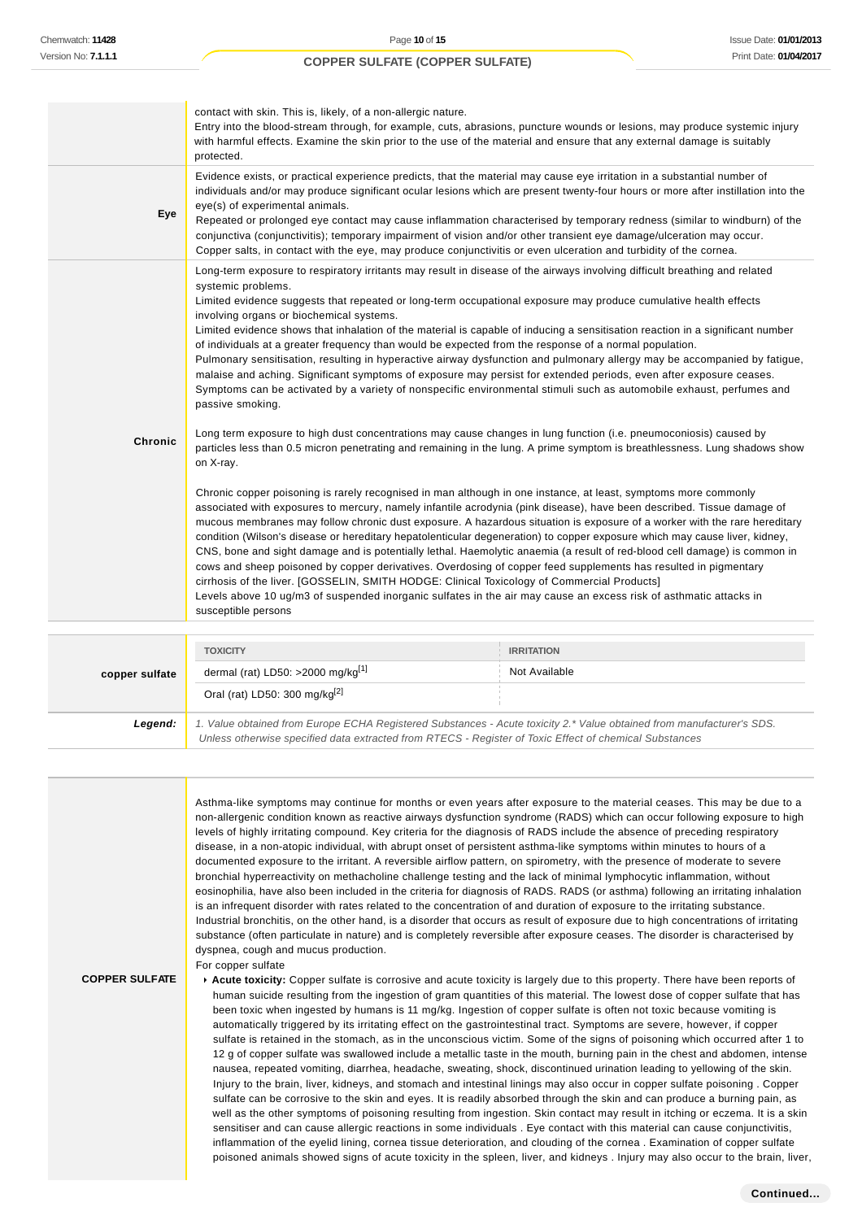| | |
|---|---|
| | contact with skin. This is, likely, of a non-allergic nature.<br>Entry into the blood-stream through, for example, cuts, abrasions, puncture wounds or lesions, may produce systemic injury with harmful effects. Examine the skin prior to the use of the material and ensure that any external damage is suitably protected. |
| **Eye** | Evidence exists, or practical experience predicts, that the material may cause eye irritation in a substantial number of individuals and/or may produce significant ocular lesions which are present twenty-four hours or more after instillation into the eye(s) of experimental animals.<br>Repeated or prolonged eye contact may cause inflammation characterised by temporary redness (similar to windburn) of the conjunctiva (conjunctivitis); temporary impairment of vision and/or other transient eye damage/ulceration may occur.<br>Copper salts, in contact with the eye, may produce conjunctivitis or even ulceration and turbidity of the cornea. |
| **Chronic** | Long-term exposure to respiratory irritants may result in disease of the airways involving difficult breathing and related systemic problems.<br>Limited evidence suggests that repeated or long-term occupational exposure may produce cumulative health effects involving organs or biochemical systems.<br>Limited evidence shows that inhalation of the material is capable of inducing a sensitisation reaction in a significant number of individuals at a greater frequency than would be expected from the response of a normal population.<br>Pulmonary sensitisation, resulting in hyperactive airway dysfunction and pulmonary allergy may be accompanied by fatigue, malaise and aching. Significant symptoms of exposure may persist for extended periods, even after exposure ceases. Symptoms can be activated by a variety of nonspecific environmental stimuli such as automobile exhaust, perfumes and passive smoking.<br><br>Long term exposure to high dust concentrations may cause changes in lung function (i.e. pneumoconiosis) caused by particles less than 0.5 micron penetrating and remaining in the lung. A prime symptom is breathlessness. Lung shadows show on X-ray.<br><br>Chronic copper poisoning is rarely recognised in man although in one instance, at least, symptoms more commonly associated with exposures to mercury, namely infantile acrodynia (pink disease), have been described. Tissue damage of mucous membranes may follow chronic dust exposure. A hazardous situation is exposure of a worker with the rare hereditary condition (Wilson's disease or hereditary hepatolenticular degeneration) to copper exposure which may cause liver, kidney, CNS, bone and sight damage and is potentially lethal. Haemolytic anaemia (a result of red-blood cell damage) is common in cows and sheep poisoned by copper derivatives. Overdosing of copper feed supplements has resulted in pigmentary cirrhosis of the liver. [GOSSELIN, SMITH HODGE: Clinical Toxicology of Commercial Products]<br>Levels above 10 ug/m3 of suspended inorganic sulfates in the air may cause an excess risk of asthmatic attacks in susceptible persons |

| | TOXICITY | IRRITATION |
|---|---|---|
| **copper sulfate** | dermal (rat) LD50: >2000 mg/kg[1] | Not Available |
| | Oral (rat) LD50: 300 mg/kg[2] | |
| ***Legend:*** | *1. Value obtained from Europe ECHA Registered Substances - Acute toxicity 2.\* Value obtained from manufacturer's SDS. Unless otherwise specified data extracted from RTECS - Register of Toxic Effect of chemical Substances* | |

| | |
|---|---|
| **COPPER SULFATE** | Asthma-like symptoms may continue for months or even years after exposure to the material ceases. This may be due to a non-allergenic condition known as reactive airways dysfunction syndrome (RADS) which can occur following exposure to high levels of highly irritating compound. Key criteria for the diagnosis of RADS include the absence of preceding respiratory disease, in a non-atopic individual, with abrupt onset of persistent asthma-like symptoms within minutes to hours of a documented exposure to the irritant. A reversible airflow pattern, on spirometry, with the presence of moderate to severe bronchial hyperreactivity on methacholine challenge testing and the lack of minimal lymphocytic inflammation, without eosinophilia, have also been included in the criteria for diagnosis of RADS. RADS (or asthma) following an irritating inhalation is an infrequent disorder with rates related to the concentration of and duration of exposure to the irritating substance. Industrial bronchitis, on the other hand, is a disorder that occurs as result of exposure due to high concentrations of irritating substance (often particulate in nature) and is completely reversible after exposure ceases. The disorder is characterised by dyspnea, cough and mucus production.<br>For copper sulfate<br>▸ **Acute toxicity:** Copper sulfate is corrosive and acute toxicity is largely due to this property. There have been reports of human suicide resulting from the ingestion of gram quantities of this material. The lowest dose of copper sulfate that has been toxic when ingested by humans is 11 mg/kg. Ingestion of copper sulfate is often not toxic because vomiting is automatically triggered by its irritating effect on the gastrointestinal tract. Symptoms are severe, however, if copper sulfate is retained in the stomach, as in the unconscious victim. Some of the signs of poisoning which occurred after 1 to 12 g of copper sulfate was swallowed include a metallic taste in the mouth, burning pain in the chest and abdomen, intense nausea, repeated vomiting, diarrhea, headache, sweating, shock, discontinued urination leading to yellowing of the skin. Injury to the brain, liver, kidneys, and stomach and intestinal linings may also occur in copper sulfate poisoning . Copper sulfate can be corrosive to the skin and eyes. It is readily absorbed through the skin and can produce a burning pain, as well as the other symptoms of poisoning resulting from ingestion. Skin contact may result in itching or eczema. It is a skin sensitiser and can cause allergic reactions in some individuals . Eye contact with this material can cause conjunctivitis, inflammation of the eyelid lining, cornea tissue deterioration, and clouding of the cornea . Examination of copper sulfate poisoned animals showed signs of acute toxicity in the spleen, liver, and kidneys . Injury may also occur to the brain, liver, |

Continued...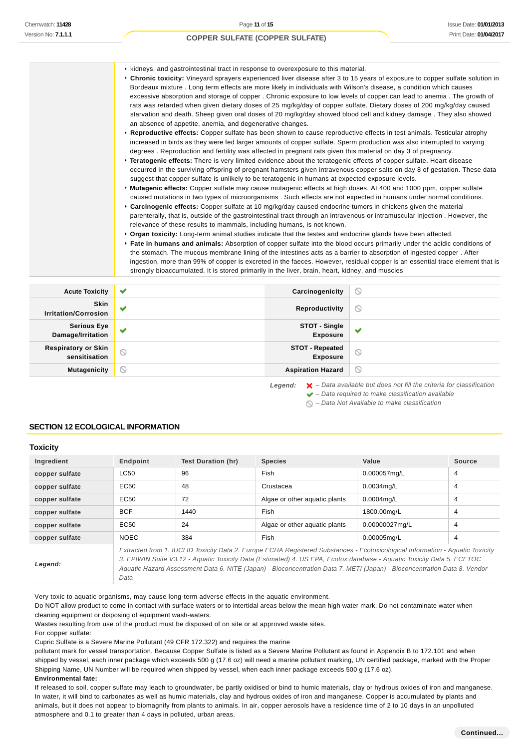- kidneys, and gastrointestinal tract in response to overexposure to this material.
- **Chronic toxicity:** Vineyard sprayers experienced liver disease after 3 to 15 years of exposure to copper sulfate solution in Bordeaux mixture . Long term effects are more likely in individuals with Wilson's disease, a condition which causes excessive absorption and storage of copper . Chronic exposure to low levels of copper can lead to anemia . The growth of rats was retarded when given dietary doses of 25 mg/kg/day of copper sulfate. Dietary doses of 200 mg/kg/day caused starvation and death. Sheep given oral doses of 20 mg/kg/day showed blood cell and kidney damage . They also showed an absence of appetite, anemia, and degenerative changes.
- **Reproductive effects:** Copper sulfate has been shown to cause reproductive effects in test animals. Testicular atrophy increased in birds as they were fed larger amounts of copper sulfate. Sperm production was also interrupted to varying degrees . Reproduction and fertility was affected in pregnant rats given this material on day 3 of pregnancy.
- **Teratogenic effects:** There is very limited evidence about the teratogenic effects of copper sulfate. Heart disease occurred in the surviving offspring of pregnant hamsters given intravenous copper salts on day 8 of gestation. These data suggest that copper sulfate is unlikely to be teratogenic in humans at expected exposure levels.
- **Mutagenic effects:** Copper sulfate may cause mutagenic effects at high doses. At 400 and 1000 ppm, copper sulfate caused mutations in two types of microorganisms . Such effects are not expected in humans under normal conditions.
- **Carcinogenic effects:** Copper sulfate at 10 mg/kg/day caused endocrine tumors in chickens given the material parenterally, that is, outside of the gastrointestinal tract through an intravenous or intramuscular injection . However, the relevance of these results to mammals, including humans, is not known.
- **Organ toxicity:** Long-term animal studies indicate that the testes and endocrine glands have been affected.
- **Fate in humans and animals:** Absorption of copper sulfate into the blood occurs primarily under the acidic conditions of the stomach. The mucous membrane lining of the intestines acts as a barrier to absorption of ingested copper . After ingestion, more than 99% of copper is excreted in the faeces. However, residual copper is an essential trace element that is strongly bioaccumulated. It is stored primarily in the liver, brain, heart, kidney, and muscles

| | | | |
|---|---|---|---|
| **Acute Toxicity** | ✔ | **Carcinogenicity** | ⃠ |
| **Skin Irritation/Corrosion** | ✔ | **Reproductivity** | ⃠ |
| **Serious Eye Damage/Irritation** | ✔ | **STOT - Single Exposure** | ✔ |
| **Respiratory or Skin sensitisation** | ⃠ | **STOT - Repeated Exposure** | ⃠ |
| **Mutagenicity** | ⃠ | **Aspiration Hazard** | ⃠ |

*Legend:*
- ✖ – *Data available but does not fill the criteria for classification*
- ✔ – *Data required to make classification available*
- ⃠ – *Data Not Available to make classification*

## SECTION 12 ECOLOGICAL INFORMATION

### Toxicity

| Ingredient | Endpoint | Test Duration (hr) | Species | Value | Source |
|---|---|---|---|---|---|
| copper sulfate | LC50 | 96 | Fish | 0.000057mg/L | 4 |
| copper sulfate | EC50 | 48 | Crustacea | 0.0034mg/L | 4 |
| copper sulfate | EC50 | 72 | Algae or other aquatic plants | 0.0004mg/L | 4 |
| copper sulfate | BCF | 1440 | Fish | 1800.00mg/L | 4 |
| copper sulfate | EC50 | 24 | Algae or other aquatic plants | 0.00000027mg/L | 4 |
| copper sulfate | NOEC | 384 | Fish | 0.00005mg/L | 4 |
| *Legend:* | *Extracted from 1. IUCLID Toxicity Data 2. Europe ECHA Registered Substances - Ecotoxicological Information - Aquatic Toxicity 3. EPIWIN Suite V3.12 - Aquatic Toxicity Data (Estimated) 4. US EPA, Ecotox database - Aquatic Toxicity Data 5. ECETOC Aquatic Hazard Assessment Data 6. NITE (Japan) - Bioconcentration Data 7. METI (Japan) - Bioconcentration Data 8. Vendor Data* | | | | |

Very toxic to aquatic organisms, may cause long-term adverse effects in the aquatic environment.
Do NOT allow product to come in contact with surface waters or to intertidal areas below the mean high water mark. Do not contaminate water when cleaning equipment or disposing of equipment wash-waters.
Wastes resulting from use of the product must be disposed of on site or at approved waste sites.
For copper sulfate:
Cupric Sulfate is a Severe Marine Pollutant (49 CFR 172.322) and requires the marine
pollutant mark for vessel transportation. Because Copper Sulfate is listed as a Severe Marine Pollutant as found in Appendix B to 172.101 and when shipped by vessel, each inner package which exceeds 500 g (17.6 oz) will need a marine pollutant marking, UN certified package, marked with the Proper Shipping Name, UN Number will be required when shipped by vessel, when each inner package exceeds 500 g (17.6 oz).
**Environmental fate:**
If released to soil, copper sulfate may leach to groundwater, be partly oxidised or bind to humic materials, clay or hydrous oxides of iron and manganese. In water, it will bind to carbonates as well as humic materials, clay and hydrous oxides of iron and manganese. Copper is accumulated by plants and animals, but it does not appear to biomagnify from plants to animals. In air, copper aerosols have a residence time of 2 to 10 days in an unpolluted atmosphere and 0.1 to greater than 4 days in polluted, urban areas.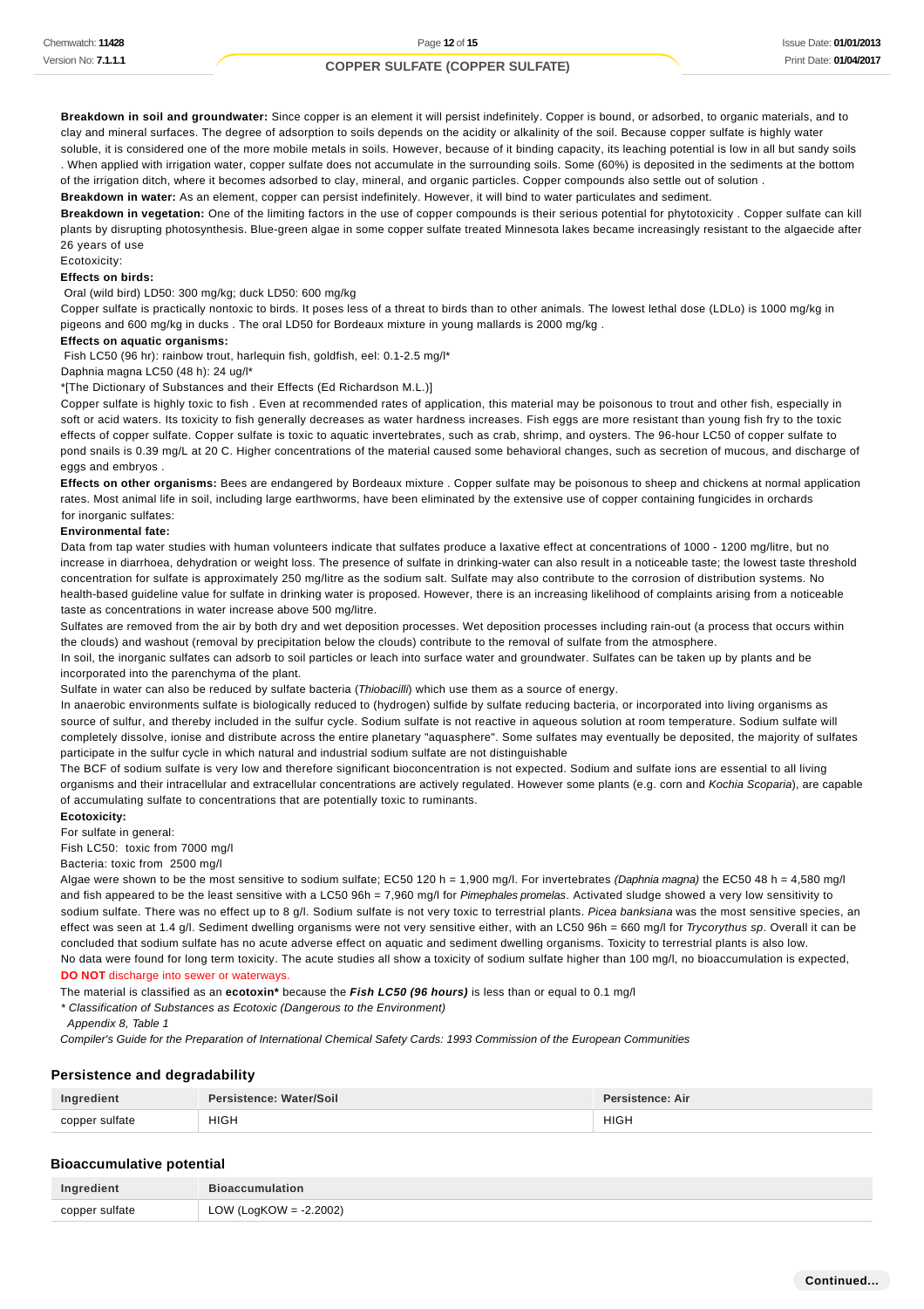**Breakdown in soil and groundwater:** Since copper is an element it will persist indefinitely. Copper is bound, or adsorbed, to organic materials, and to clay and mineral surfaces. The degree of adsorption to soils depends on the acidity or alkalinity of the soil. Because copper sulfate is highly water soluble, it is considered one of the more mobile metals in soils. However, because of it binding capacity, its leaching potential is low in all but sandy soils . When applied with irrigation water, copper sulfate does not accumulate in the surrounding soils. Some (60%) is deposited in the sediments at the bottom of the irrigation ditch, where it becomes adsorbed to clay, mineral, and organic particles. Copper compounds also settle out of solution .

**Breakdown in water:** As an element, copper can persist indefinitely. However, it will bind to water particulates and sediment.

**Breakdown in vegetation:** One of the limiting factors in the use of copper compounds is their serious potential for phytotoxicity . Copper sulfate can kill plants by disrupting photosynthesis. Blue-green algae in some copper sulfate treated Minnesota lakes became increasingly resistant to the algaecide after 26 years of use

Ecotoxicity:

**Effects on birds:**

Oral (wild bird) LD50: 300 mg/kg; duck LD50: 600 mg/kg

Copper sulfate is practically nontoxic to birds. It poses less of a threat to birds than to other animals. The lowest lethal dose (LDLo) is 1000 mg/kg in pigeons and 600 mg/kg in ducks . The oral LD50 for Bordeaux mixture in young mallards is 2000 mg/kg .

**Effects on aquatic organisms:**

Fish LC50 (96 hr): rainbow trout, harlequin fish, goldfish, eel: 0.1-2.5 mg/l*

Daphnia magna LC50 (48 h): 24 ug/l*

*[The Dictionary of Substances and their Effects (Ed Richardson M.L.)]

Copper sulfate is highly toxic to fish . Even at recommended rates of application, this material may be poisonous to trout and other fish, especially in soft or acid waters. Its toxicity to fish generally decreases as water hardness increases. Fish eggs are more resistant than young fish fry to the toxic effects of copper sulfate. Copper sulfate is toxic to aquatic invertebrates, such as crab, shrimp, and oysters. The 96-hour LC50 of copper sulfate to pond snails is 0.39 mg/L at 20 C. Higher concentrations of the material caused some behavioral changes, such as secretion of mucous, and discharge of eggs and embryos .

**Effects on other organisms:** Bees are endangered by Bordeaux mixture . Copper sulfate may be poisonous to sheep and chickens at normal application rates. Most animal life in soil, including large earthworms, have been eliminated by the extensive use of copper containing fungicides in orchards

for inorganic sulfates:

**Environmental fate:**

Data from tap water studies with human volunteers indicate that sulfates produce a laxative effect at concentrations of 1000 - 1200 mg/litre, but no increase in diarrhoea, dehydration or weight loss. The presence of sulfate in drinking-water can also result in a noticeable taste; the lowest taste threshold concentration for sulfate is approximately 250 mg/litre as the sodium salt. Sulfate may also contribute to the corrosion of distribution systems. No health-based guideline value for sulfate in drinking water is proposed. However, there is an increasing likelihood of complaints arising from a noticeable taste as concentrations in water increase above 500 mg/litre.

Sulfates are removed from the air by both dry and wet deposition processes. Wet deposition processes including rain-out (a process that occurs within the clouds) and washout (removal by precipitation below the clouds) contribute to the removal of sulfate from the atmosphere.

In soil, the inorganic sulfates can adsorb to soil particles or leach into surface water and groundwater. Sulfates can be taken up by plants and be incorporated into the parenchyma of the plant.

Sulfate in water can also be reduced by sulfate bacteria (*Thiobacilli*) which use them as a source of energy.

In anaerobic environments sulfate is biologically reduced to (hydrogen) sulfide by sulfate reducing bacteria, or incorporated into living organisms as source of sulfur, and thereby included in the sulfur cycle. Sodium sulfate is not reactive in aqueous solution at room temperature. Sodium sulfate will completely dissolve, ionise and distribute across the entire planetary "aquasphere". Some sulfates may eventually be deposited, the majority of sulfates participate in the sulfur cycle in which natural and industrial sodium sulfate are not distinguishable

The BCF of sodium sulfate is very low and therefore significant bioconcentration is not expected. Sodium and sulfate ions are essential to all living organisms and their intracellular and extracellular concentrations are actively regulated. However some plants (e.g. corn and *Kochia Scoparia*), are capable of accumulating sulfate to concentrations that are potentially toxic to ruminants.

**Ecotoxicity:**

For sulfate in general:

Fish LC50: toxic from 7000 mg/l

Bacteria: toxic from 2500 mg/l

Algae were shown to be the most sensitive to sodium sulfate; EC50 120 h = 1,900 mg/l. For invertebrates *(Daphnia magna)* the EC50 48 h = 4,580 mg/l and fish appeared to be the least sensitive with a LC50 96h = 7,960 mg/l for *Pimephales promelas*. Activated sludge showed a very low sensitivity to sodium sulfate. There was no effect up to 8 g/l. Sodium sulfate is not very toxic to terrestrial plants. *Picea banksiana* was the most sensitive species, an effect was seen at 1.4 g/l. Sediment dwelling organisms were not very sensitive either, with an LC50 96h = 660 mg/l for *Trycorythus sp*. Overall it can be concluded that sodium sulfate has no acute adverse effect on aquatic and sediment dwelling organisms. Toxicity to terrestrial plants is also low.

No data were found for long term toxicity. The acute studies all show a toxicity of sodium sulfate higher than 100 mg/l, no bioaccumulation is expected,

**DO NOT** discharge into sewer or waterways.

The material is classified as an **ecotoxin*** because the ***Fish LC50 (96 hours)*** is less than or equal to 0.1 mg/l

*\* Classification of Substances as Ecotoxic (Dangerous to the Environment)*

*Appendix 8, Table 1*

*Compiler's Guide for the Preparation of International Chemical Safety Cards: 1993 Commission of the European Communities*

## Persistence and degradability

| Ingredient | Persistence: Water/Soil | Persistence: Air |
|---|---|---|
| copper sulfate | HIGH | HIGH |

## Bioaccumulative potential

| Ingredient | Bioaccumulation |
|---|---|
| copper sulfate | LOW (LogKOW = -2.2002) |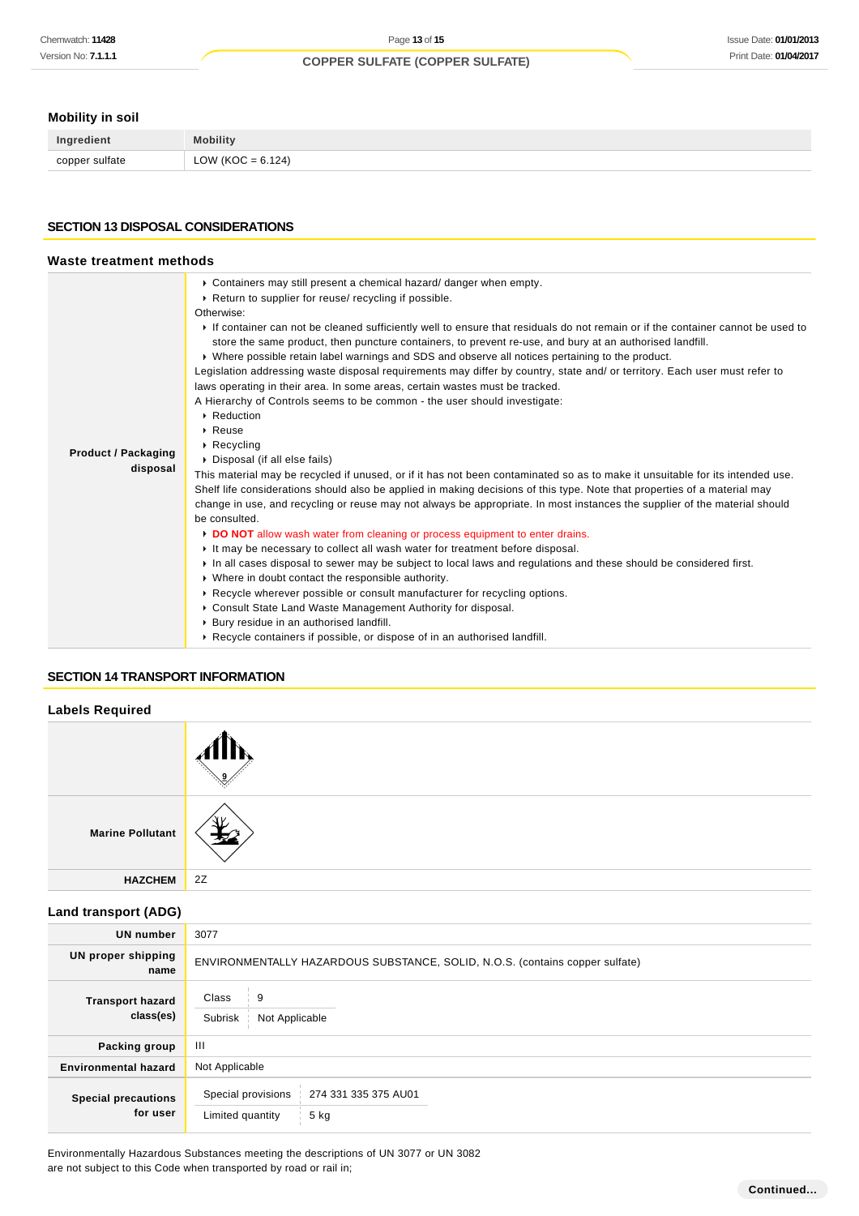### Mobility in soil

| Ingredient | Mobility |
| --- | --- |
| copper sulfate | LOW (KOC = 6.124) |

## SECTION 13 DISPOSAL CONSIDERATIONS

### Waste treatment methods

| | |
| --- | --- |
| **Product / Packaging disposal** | ▸ Containers may still present a chemical hazard/ danger when empty.<br>▸ Return to supplier for reuse/ recycling if possible.<br>Otherwise:<br>▸ If container can not be cleaned sufficiently well to ensure that residuals do not remain or if the container cannot be used to store the same product, then puncture containers, to prevent re-use, and bury at an authorised landfill.<br>▸ Where possible retain label warnings and SDS and observe all notices pertaining to the product.<br>Legislation addressing waste disposal requirements may differ by country, state and/ or territory. Each user must refer to laws operating in their area. In some areas, certain wastes must be tracked.<br>A Hierarchy of Controls seems to be common - the user should investigate:<br>▸ Reduction<br>▸ Reuse<br>▸ Recycling<br>▸ Disposal (if all else fails)<br>This material may be recycled if unused, or if it has not been contaminated so as to make it unsuitable for its intended use. Shelf life considerations should also be applied in making decisions of this type. Note that properties of a material may change in use, and recycling or reuse may not always be appropriate. In most instances the supplier of the material should be consulted.<br>▸ **DO NOT** allow wash water from cleaning or process equipment to enter drains.<br>▸ It may be necessary to collect all wash water for treatment before disposal.<br>▸ In all cases disposal to sewer may be subject to local laws and regulations and these should be considered first.<br>▸ Where in doubt contact the responsible authority.<br>▸ Recycle wherever possible or consult manufacturer for recycling options.<br>▸ Consult State Land Waste Management Authority for disposal.<br>▸ Bury residue in an authorised landfill.<br>▸ Recycle containers if possible, or dispose of in an authorised landfill. |

## SECTION 14 TRANSPORT INFORMATION

### Labels Required

| | |
| --- | --- |
| | 9 |
| **Marine Pollutant** | |
| **HAZCHEM** | 2Z |

### Land transport (ADG)

| | |
| --- | --- |
| **UN number** | 3077 |
| **UN proper shipping name** | ENVIRONMENTALLY HAZARDOUS SUBSTANCE, SOLID, N.O.S. (contains copper sulfate) |
| **Transport hazard class(es)** | Class: 9<br>Subrisk: Not Applicable |
| **Packing group** | III |
| **Environmental hazard** | Not Applicable |
| **Special precautions for user** | Special provisions: 274 331 335 375 AU01<br>Limited quantity: 5 kg |

Environmentally Hazardous Substances meeting the descriptions of UN 3077 or UN 3082 are not subject to this Code when transported by road or rail in;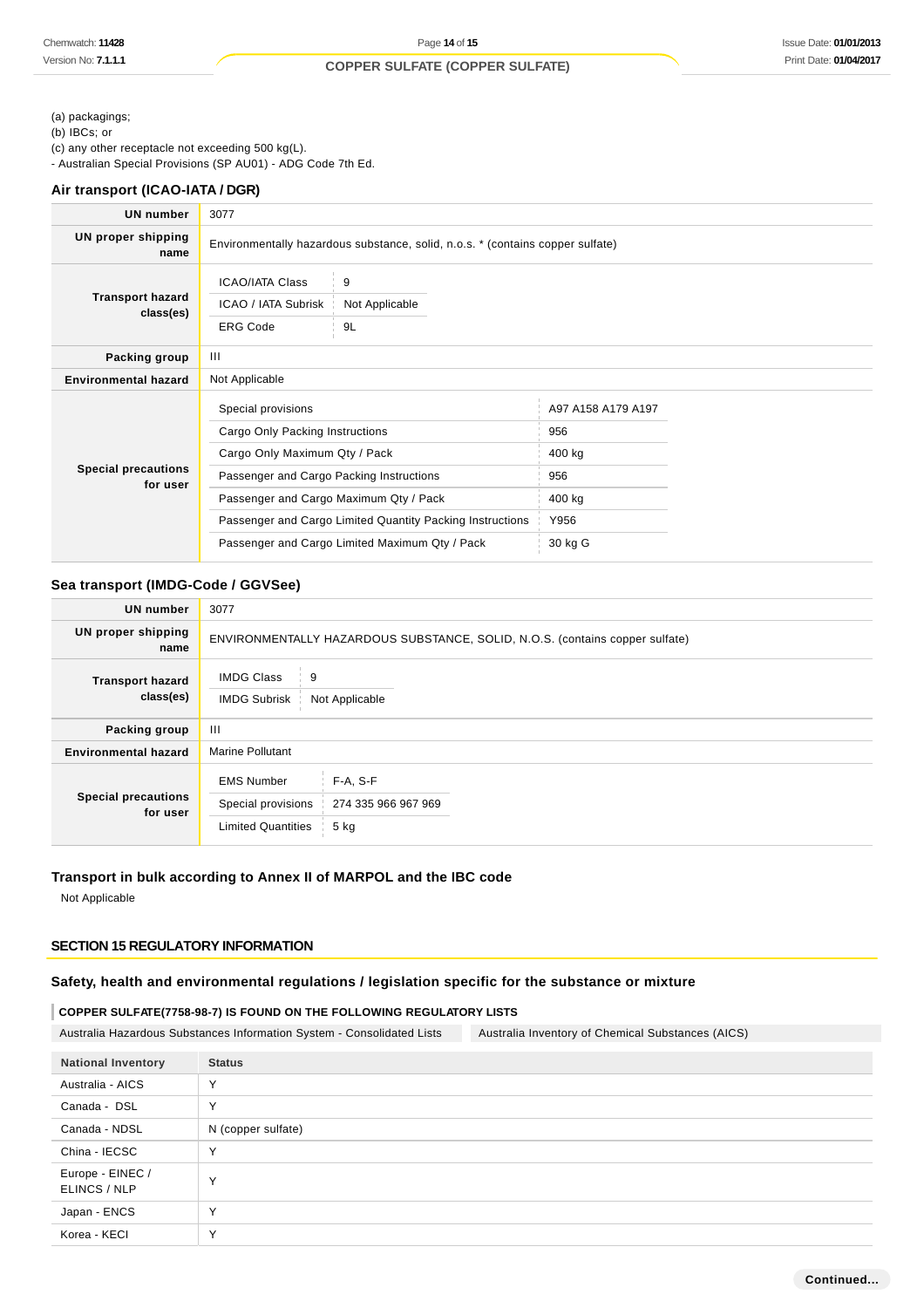(a) packagings;
(b) IBCs; or
(c) any other receptacle not exceeding 500 kg(L).
- Australian Special Provisions (SP AU01) - ADG Code 7th Ed.

### Air transport (ICAO-IATA / DGR)

| | |
|---|---|
| **UN number** | 3077 |
| **UN proper shipping name** | Environmentally hazardous substance, solid, n.o.s. * (contains copper sulfate) |
| **Transport hazard class(es)** | ICAO/IATA Class: 9<br>ICAO / IATA Subrisk: Not Applicable<br>ERG Code: 9L |
| **Packing group** | III |
| **Environmental hazard** | Not Applicable |
| **Special precautions for user** | Special provisions: A97 A158 A179 A197<br>Cargo Only Packing Instructions: 956<br>Cargo Only Maximum Qty / Pack: 400 kg<br>Passenger and Cargo Packing Instructions: 956<br>Passenger and Cargo Maximum Qty / Pack: 400 kg<br>Passenger and Cargo Limited Quantity Packing Instructions: Y956<br>Passenger and Cargo Limited Maximum Qty / Pack: 30 kg G |

### Sea transport (IMDG-Code / GGVSee)

| | |
|---|---|
| **UN number** | 3077 |
| **UN proper shipping name** | ENVIRONMENTALLY HAZARDOUS SUBSTANCE, SOLID, N.O.S. (contains copper sulfate) |
| **Transport hazard class(es)** | IMDG Class: 9<br>IMDG Subrisk: Not Applicable |
| **Packing group** | III |
| **Environmental hazard** | Marine Pollutant |
| **Special precautions for user** | EMS Number: F-A, S-F<br>Special provisions: 274 335 966 967 969<br>Limited Quantities: 5 kg |

### Transport in bulk according to Annex II of MARPOL and the IBC code

Not Applicable

## SECTION 15 REGULATORY INFORMATION

### Safety, health and environmental regulations / legislation specific for the substance or mixture

#### COPPER SULFATE(7758-98-7) IS FOUND ON THE FOLLOWING REGULATORY LISTS

| | |
|---|---|
| Australia Hazardous Substances Information System - Consolidated Lists | Australia Inventory of Chemical Substances (AICS) |

| National Inventory | Status |
|---|---|
| Australia - AICS | Y |
| Canada - DSL | Y |
| Canada - NDSL | N (copper sulfate) |
| China - IECSC | Y |
| Europe - EINEC / ELINCS / NLP | Y |
| Japan - ENCS | Y |
| Korea - KECI | Y |

Continued...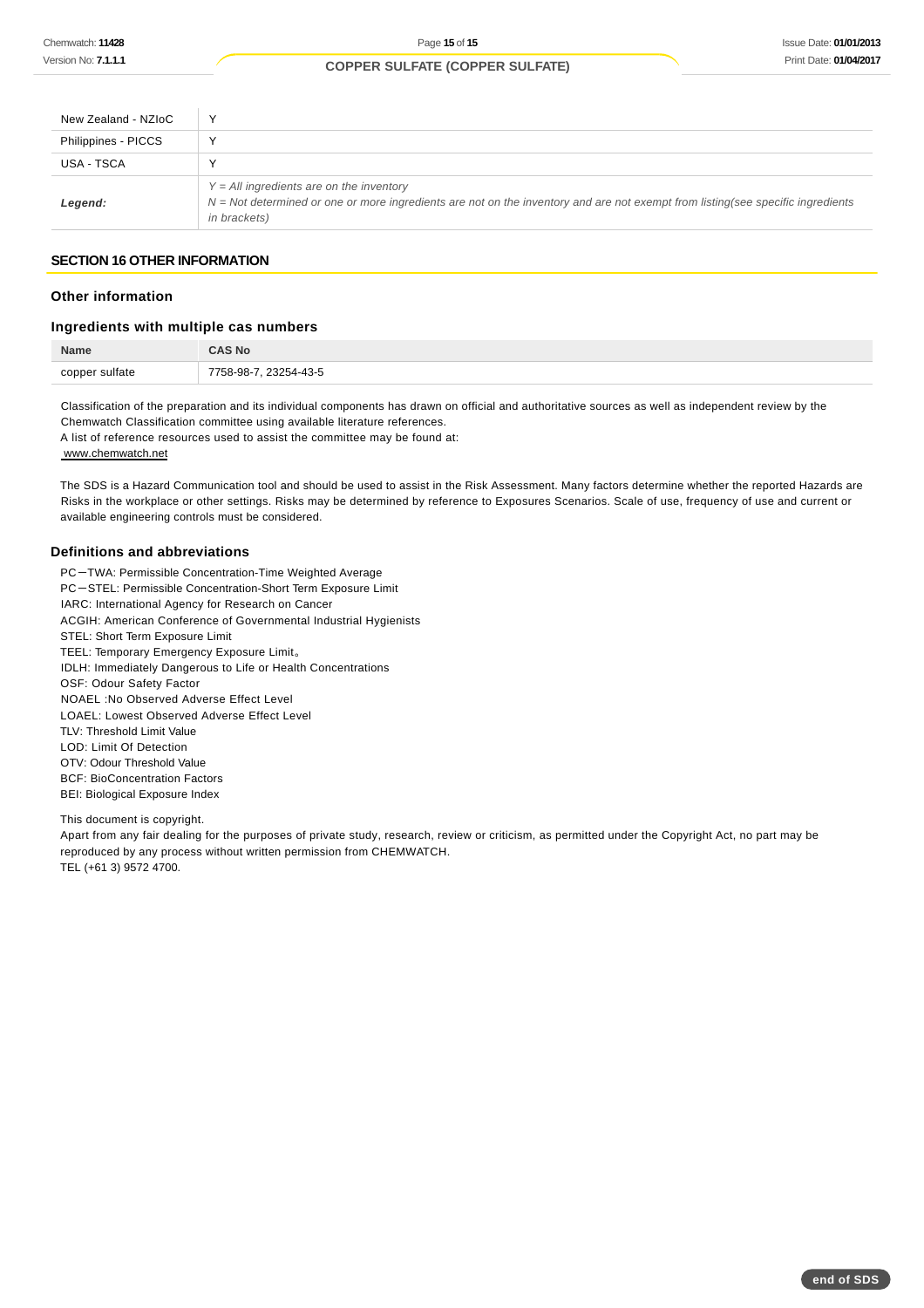| | |
|---|---|
| New Zealand - NZIoC | Y |
| Philippines - PICCS | Y |
| USA - TSCA | Y |
| ***Legend:*** | *Y = All ingredients are on the inventory*<br>*N = Not determined or one or more ingredients are not on the inventory and are not exempt from listing(see specific ingredients in brackets)* |

## SECTION 16 OTHER INFORMATION

### Other information

### Ingredients with multiple cas numbers

| Name | CAS No |
|---|---|
| copper sulfate | 7758-98-7, 23254-43-5 |

Classification of the preparation and its individual components has drawn on official and authoritative sources as well as independent review by the Chemwatch Classification committee using available literature references.
A list of reference resources used to assist the committee may be found at:
www.chemwatch.net

The SDS is a Hazard Communication tool and should be used to assist in the Risk Assessment. Many factors determine whether the reported Hazards are Risks in the workplace or other settings. Risks may be determined by reference to Exposures Scenarios. Scale of use, frequency of use and current or available engineering controls must be considered.

### Definitions and abbreviations

PC－TWA: Permissible Concentration-Time Weighted Average
PC－STEL: Permissible Concentration-Short Term Exposure Limit
IARC: International Agency for Research on Cancer
ACGIH: American Conference of Governmental Industrial Hygienists
STEL: Short Term Exposure Limit
TEEL: Temporary Emergency Exposure Limit。
IDLH: Immediately Dangerous to Life or Health Concentrations
OSF: Odour Safety Factor
NOAEL :No Observed Adverse Effect Level
LOAEL: Lowest Observed Adverse Effect Level
TLV: Threshold Limit Value
LOD: Limit Of Detection
OTV: Odour Threshold Value
BCF: BioConcentration Factors
BEI: Biological Exposure Index

This document is copyright.
Apart from any fair dealing for the purposes of private study, research, review or criticism, as permitted under the Copyright Act, no part may be reproduced by any process without written permission from CHEMWATCH.
TEL (+61 3) 9572 4700.

end of SDS